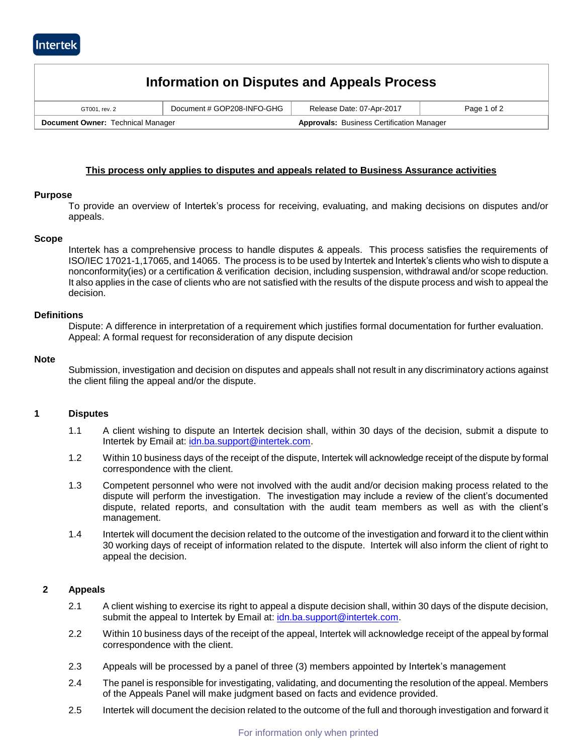# Information on Disputes and Appeals Process

| GT001, rev. 2 | Document # GOP208-INFO-GHG | Release Date: 07-Apr-2017 | |
|---|---|---|---|
| **Document Owner:** Technical Manager | | **Approvals:** Business Certification Manager | |

**<u>This process only applies to disputes and appeals related to Business Assurance activities</u>**

## Purpose

To provide an overview of Intertek's process for receiving, evaluating, and making decisions on disputes and/or appeals.

## Scope

Intertek has a comprehensive process to handle disputes & appeals. This process satisfies the requirements of ISO/IEC 17021-1,17065, and 14065. The process is to be used by Intertek and Intertek's clients who wish to dispute a nonconformity(ies) or a certification & verification decision, including suspension, withdrawal and/or scope reduction. It also applies in the case of clients who are not satisfied with the results of the dispute process and wish to appeal the decision.

## Definitions

Dispute: A difference in interpretation of a requirement which justifies formal documentation for further evaluation.
Appeal: A formal request for reconsideration of any dispute decision

## Note

Submission, investigation and decision on disputes and appeals shall not result in any discriminatory actions against the client filing the appeal and/or the dispute.

## 1 Disputes

1.1 A client wishing to dispute an Intertek decision shall, within 30 days of the decision, submit a dispute to Intertek by Email at: idn.ba.support@intertek.com.

1.2 Within 10 business days of the receipt of the dispute, Intertek will acknowledge receipt of the dispute by formal correspondence with the client.

1.3 Competent personnel who were not involved with the audit and/or decision making process related to the dispute will perform the investigation. The investigation may include a review of the client's documented dispute, related reports, and consultation with the audit team members as well as with the client's management.

1.4 Intertek will document the decision related to the outcome of the investigation and forward it to the client within 30 working days of receipt of information related to the dispute. Intertek will also inform the client of right to appeal the decision.

## 2 Appeals

2.1 A client wishing to exercise its right to appeal a dispute decision shall, within 30 days of the dispute decision, submit the appeal to Intertek by Email at: idn.ba.support@intertek.com.

2.2 Within 10 business days of the receipt of the appeal, Intertek will acknowledge receipt of the appeal by formal correspondence with the client.

2.3 Appeals will be processed by a panel of three (3) members appointed by Intertek's management

2.4 The panel is responsible for investigating, validating, and documenting the resolution of the appeal. Members of the Appeals Panel will make judgment based on facts and evidence provided.

2.5 Intertek will document the decision related to the outcome of the full and thorough investigation and forward it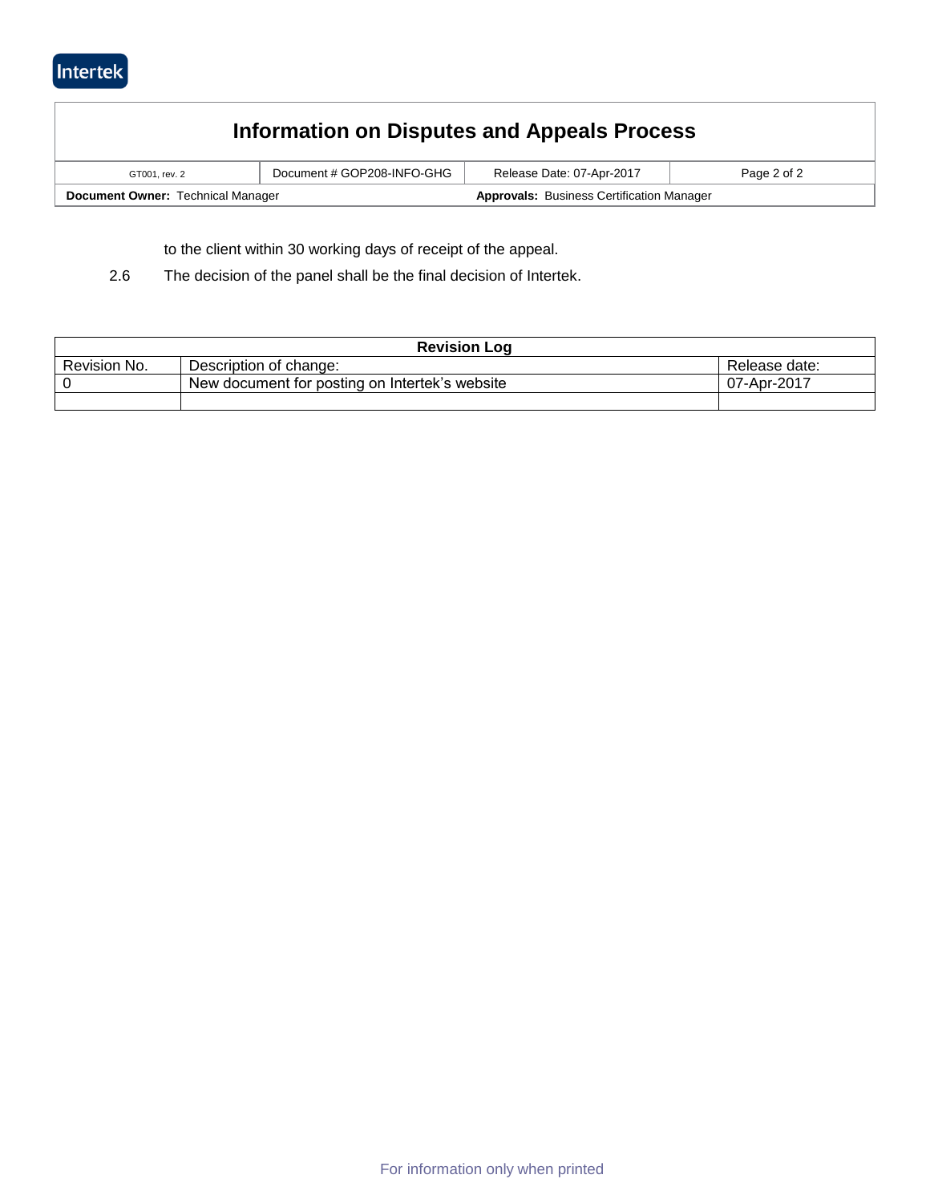to the client within 30 working days of receipt of the appeal.

2.6 The decision of the panel shall be the final decision of Intertek.

| **Revision Log** | | |
|---|---|---|
| Revision No. | Description of change: | Release date: |
| 0 | New document for posting on Intertek's website | 07-Apr-2017 |
| | | |

For information only when printed